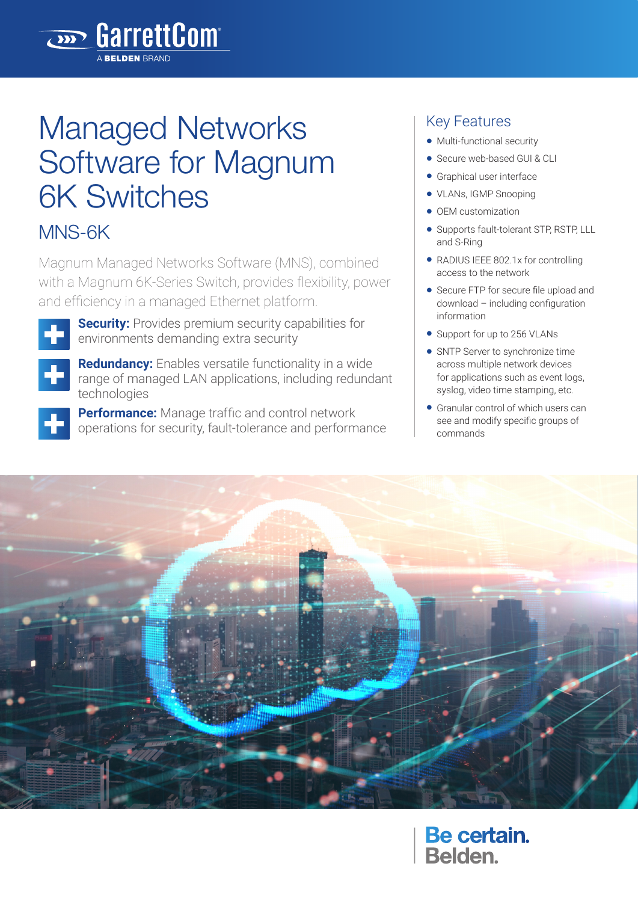GarrettCom
A BELDEN BRAND

# Managed Networks Software for Magnum 6K Switches

## MNS-6K

Magnum Managed Networks Software (MNS), combined with a Magnum 6K-Series Switch, provides flexibility, power and efficiency in a managed Ethernet platform.

**Security:** Provides premium security capabilities for environments demanding extra security

**Redundancy:** Enables versatile functionality in a wide range of managed LAN applications, including redundant technologies

**Performance:** Manage traffic and control network operations for security, fault-tolerance and performance

## Key Features

- Multi-functional security
- Secure web-based GUI & CLI
- Graphical user interface
- VLANs, IGMP Snooping
- OEM customization
- Supports fault-tolerant STP, RSTP, LLL and S-Ring
- RADIUS IEEE 802.1x for controlling access to the network
- Secure FTP for secure file upload and download – including configuration information
- Support for up to 256 VLANs
- SNTP Server to synchronize time across multiple network devices for applications such as event logs, syslog, video time stamping, etc.
- Granular control of which users can see and modify specific groups of commands

Be certain. Belden.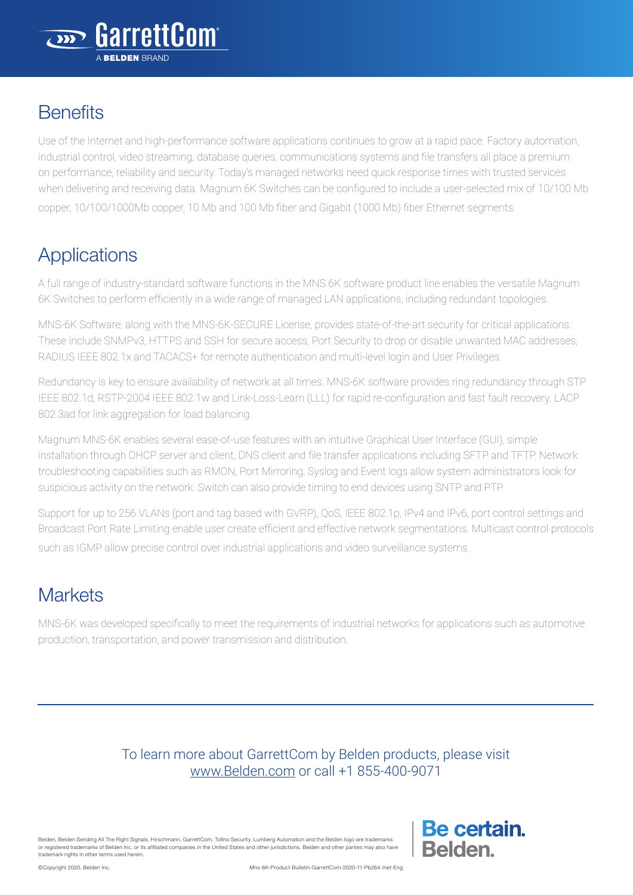## Benefits

Use of the Internet and high-performance software applications continues to grow at a rapid pace. Factory automation, industrial control, video streaming, database queries, communications systems and file transfers all place a premium on performance, reliability and security. Today's managed networks need quick response times with trusted services when delivering and receiving data. Magnum 6K Switches can be configured to include a user-selected mix of 10/100 Mb copper, 10/100/1000Mb copper, 10 Mb and 100 Mb fiber and Gigabit (1000 Mb) fiber Ethernet segments.

## Applications

A full range of industry-standard software functions in the MNS 6K software product line enables the versatile Magnum 6K Switches to perform efficiently in a wide range of managed LAN applications, including redundant topologies.

MNS-6K Software, along with the MNS-6K-SECURE License, provides state-of-the-art security for critical applications. These include SNMPv3, HTTPS and SSH for secure access, Port Security to drop or disable unwanted MAC addresses, RADIUS IEEE 802.1x and TACACS+ for remote authentication and multi-level login and User Privileges.

Redundancy is key to ensure availability of network at all times. MNS-6K software provides ring redundancy through STP IEEE 802.1d, RSTP-2004 IEEE 802.1w and Link-Loss-Learn (LLL) for rapid re-configuration and fast fault recovery. LACP 802.3ad for link aggregation for load balancing.

Magnum MNS-6K enables several ease-of-use features with an intuitive Graphical User Interface (GUI), simple installation through DHCP server and client, DNS client and file transfer applications including SFTP and TFTP. Network troubleshooting capabilities such as RMON, Port Mirroring, Syslog and Event logs allow system administrators look for suspicious activity on the network. Switch can also provide timing to end devices using SNTP and PTP.

Support for up to 256 VLANs (port and tag based with GVRP), QoS, IEEE 802.1p, IPv4 and IPv6, port control settings and Broadcast Port Rate Limiting enable user create efficient and effective network segmentations. Multicast control protocols such as IGMP allow precise control over industrial applications and video surveillance systems.

## Markets

MNS-6K was developed specifically to meet the requirements of industrial networks for applications such as automotive production, transportation, and power transmission and distribution.

---

To learn more about GarrettCom by Belden products, please visit www.Belden.com or call +1 855-400-9071

Belden, Belden Sending All The Right Signals, Hirschmann, GarrettCom, Tofino Security, Lumberg Automation and the Belden logo are trademarks or registered trademarks of Belden Inc. or its affiliated companies in the United States and other jurisdictions. Belden and other parties may also have trademark rights in other terms used herein.

©Copyright 2020, Belden Inc.

Mns-6K-Product-Bulletin-GarrettCom-2020-11-Pb264-Inet-Eng